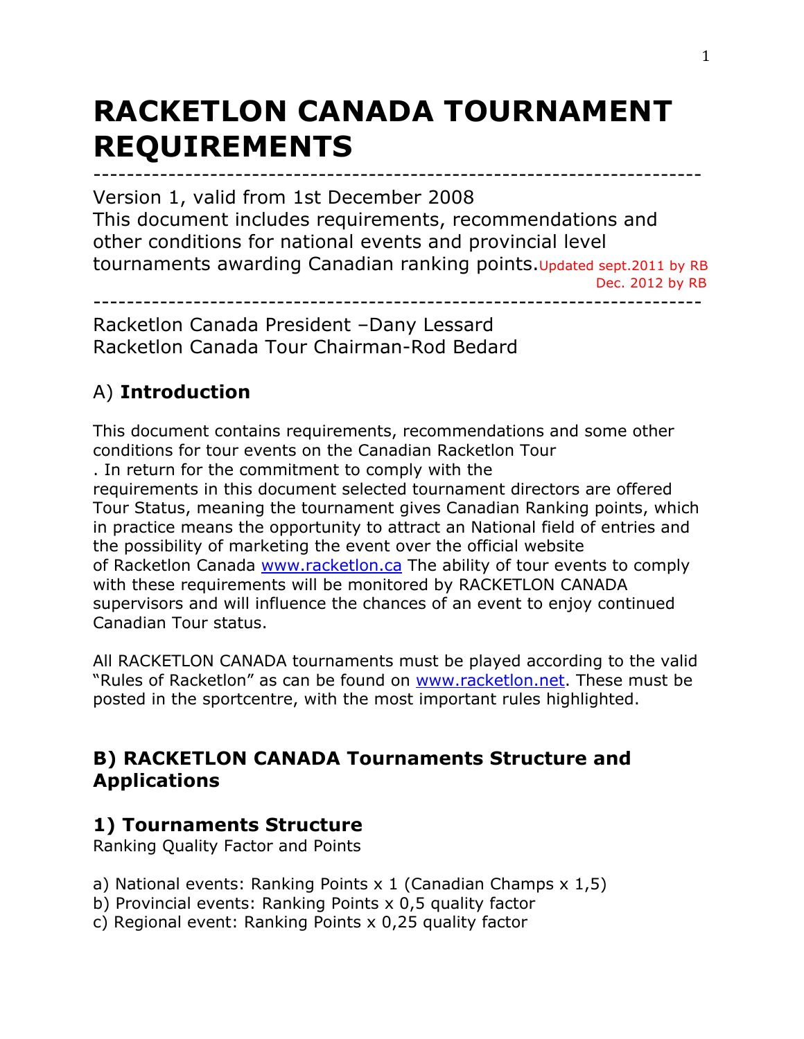# RACKETLON CANADA TOURNAMENT REQUIREMENTS

---

Version 1, valid from 1st December 2008
This document includes requirements, recommendations and other conditions for national events and provincial level tournaments awarding Canadian ranking points. Updated sept.2011 by RB
Dec. 2012 by RB

---

Racketlon Canada President –Dany Lessard
Racketlon Canada Tour Chairman-Rod Bedard

## A) **Introduction**

This document contains requirements, recommendations and some other conditions for tour events on the Canadian Racketlon Tour
. In return for the commitment to comply with the
requirements in this document selected tournament directors are offered Tour Status, meaning the tournament gives Canadian Ranking points, which in practice means the opportunity to attract an National field of entries and the possibility of marketing the event over the official website
of Racketlon Canada www.racketlon.ca The ability of tour events to comply with these requirements will be monitored by RACKETLON CANADA supervisors and will influence the chances of an event to enjoy continued Canadian Tour status.

All RACKETLON CANADA tournaments must be played according to the valid "Rules of Racketlon" as can be found on www.racketlon.net. These must be posted in the sportcentre, with the most important rules highlighted.

## B) RACKETLON CANADA Tournaments Structure and Applications

### 1) Tournaments Structure

Ranking Quality Factor and Points

a) National events: Ranking Points x 1 (Canadian Champs x 1,5)
b) Provincial events: Ranking Points x 0,5 quality factor
c) Regional event: Ranking Points x 0,25 quality factor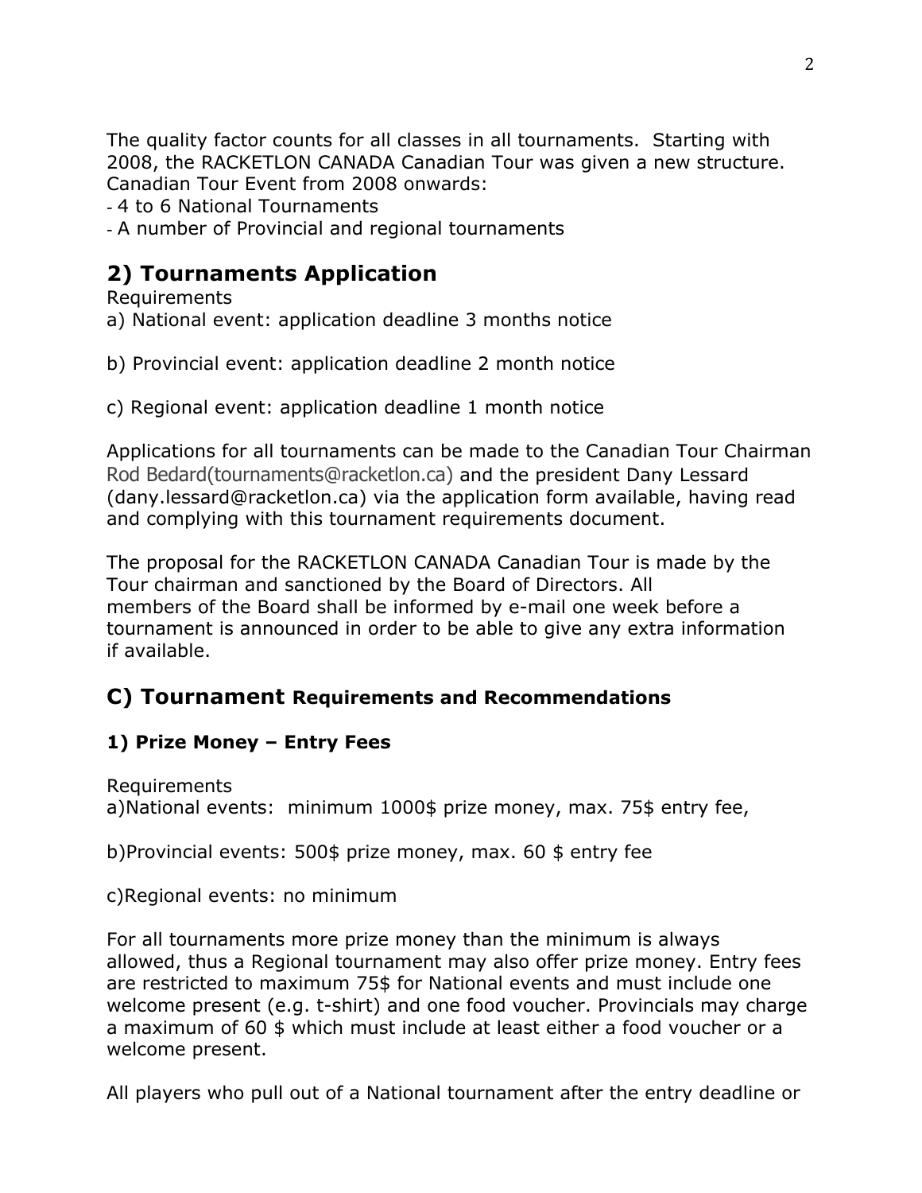The quality factor counts for all classes in all tournaments. Starting with 2008, the RACKETLON CANADA Canadian Tour was given a new structure. Canadian Tour Event from 2008 onwards:

- 4 to 6 National Tournaments
- A number of Provincial and regional tournaments

## 2) Tournaments Application

Requirements

a) National event: application deadline 3 months notice

b) Provincial event: application deadline 2 month notice

c) Regional event: application deadline 1 month notice

Applications for all tournaments can be made to the Canadian Tour Chairman Rod Bedard(tournaments@racketlon.ca) and the president Dany Lessard (dany.lessard@racketlon.ca) via the application form available, having read and complying with this tournament requirements document.

The proposal for the RACKETLON CANADA Canadian Tour is made by the Tour chairman and sanctioned by the Board of Directors. All members of the Board shall be informed by e-mail one week before a tournament is announced in order to be able to give any extra information if available.

## C) Tournament Requirements and Recommendations

### 1) Prize Money – Entry Fees

Requirements

a)National events: minimum 1000$ prize money, max. 75$ entry fee,

b)Provincial events: 500$ prize money, max. 60 $ entry fee

c)Regional events: no minimum

For all tournaments more prize money than the minimum is always allowed, thus a Regional tournament may also offer prize money. Entry fees are restricted to maximum 75$ for National events and must include one welcome present (e.g. t-shirt) and one food voucher. Provincials may charge a maximum of 60 $ which must include at least either a food voucher or a welcome present.

All players who pull out of a National tournament after the entry deadline or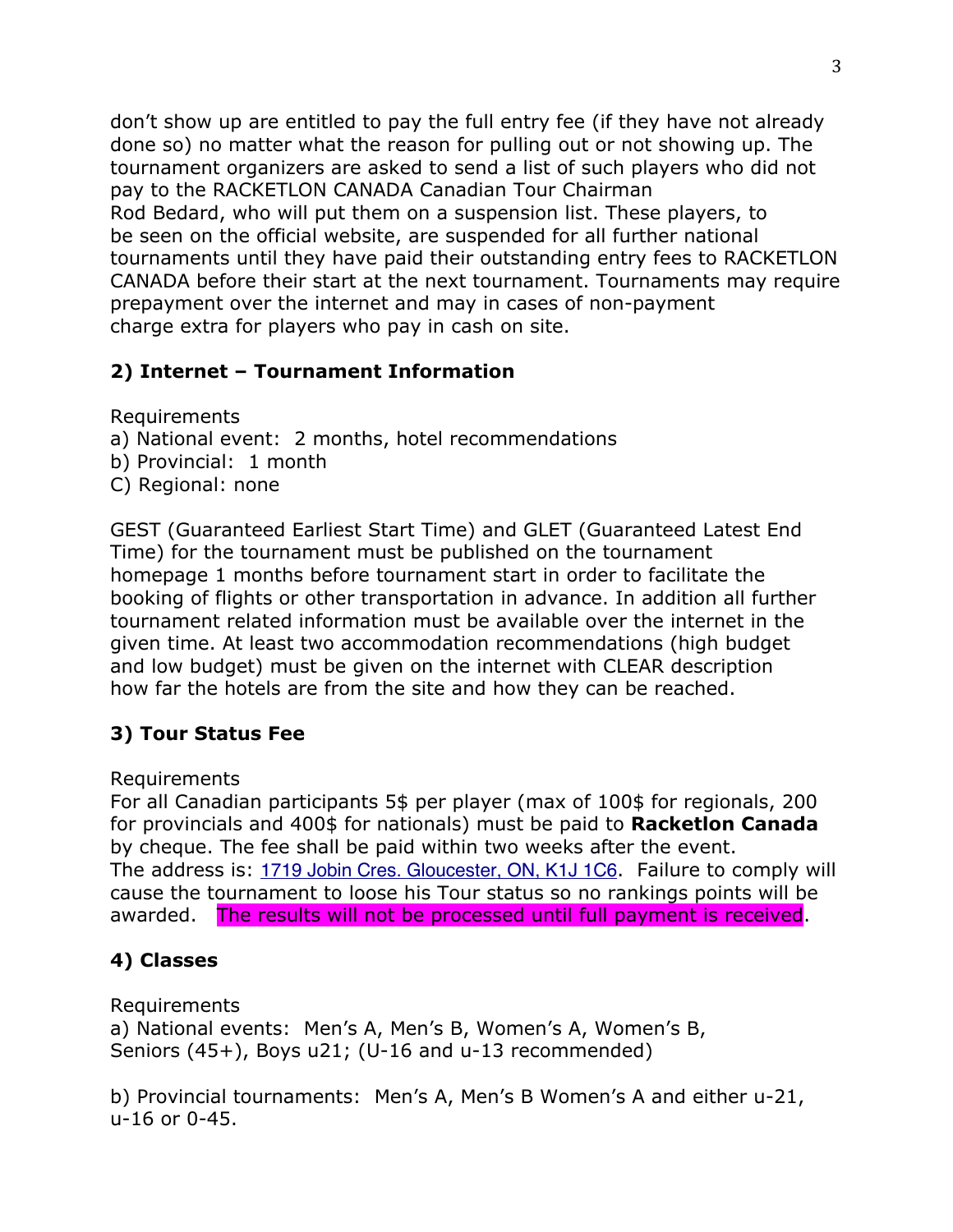don't show up are entitled to pay the full entry fee (if they have not already done so) no matter what the reason for pulling out or not showing up. The tournament organizers are asked to send a list of such players who did not pay to the RACKETLON CANADA Canadian Tour Chairman Rod Bedard, who will put them on a suspension list. These players, to be seen on the official website, are suspended for all further national tournaments until they have paid their outstanding entry fees to RACKETLON CANADA before their start at the next tournament. Tournaments may require prepayment over the internet and may in cases of non-payment charge extra for players who pay in cash on site.

### 2) Internet – Tournament Information

Requirements

a) National event: 2 months, hotel recommendations
b) Provincial: 1 month
C) Regional: none

GEST (Guaranteed Earliest Start Time) and GLET (Guaranteed Latest End Time) for the tournament must be published on the tournament homepage 1 months before tournament start in order to facilitate the booking of flights or other transportation in advance. In addition all further tournament related information must be available over the internet in the given time. At least two accommodation recommendations (high budget and low budget) must be given on the internet with CLEAR description how far the hotels are from the site and how they can be reached.

### 3) Tour Status Fee

Requirements

For all Canadian participants 5$ per player (max of 100$ for regionals, 200 for provincials and 400$ for nationals) must be paid to **Racketlon Canada** by cheque. The fee shall be paid within two weeks after the event. The address is: 1719 Jobin Cres. Gloucester, ON, K1J 1C6. Failure to comply will cause the tournament to loose his Tour status so no rankings points will be awarded. The results will not be processed until full payment is received.

### 4) Classes

Requirements

a) National events: Men's A, Men's B, Women's A, Women's B, Seniors (45+), Boys u21; (U-16 and u-13 recommended)

b) Provincial tournaments: Men's A, Men's B Women's A and either u-21, u-16 or 0-45.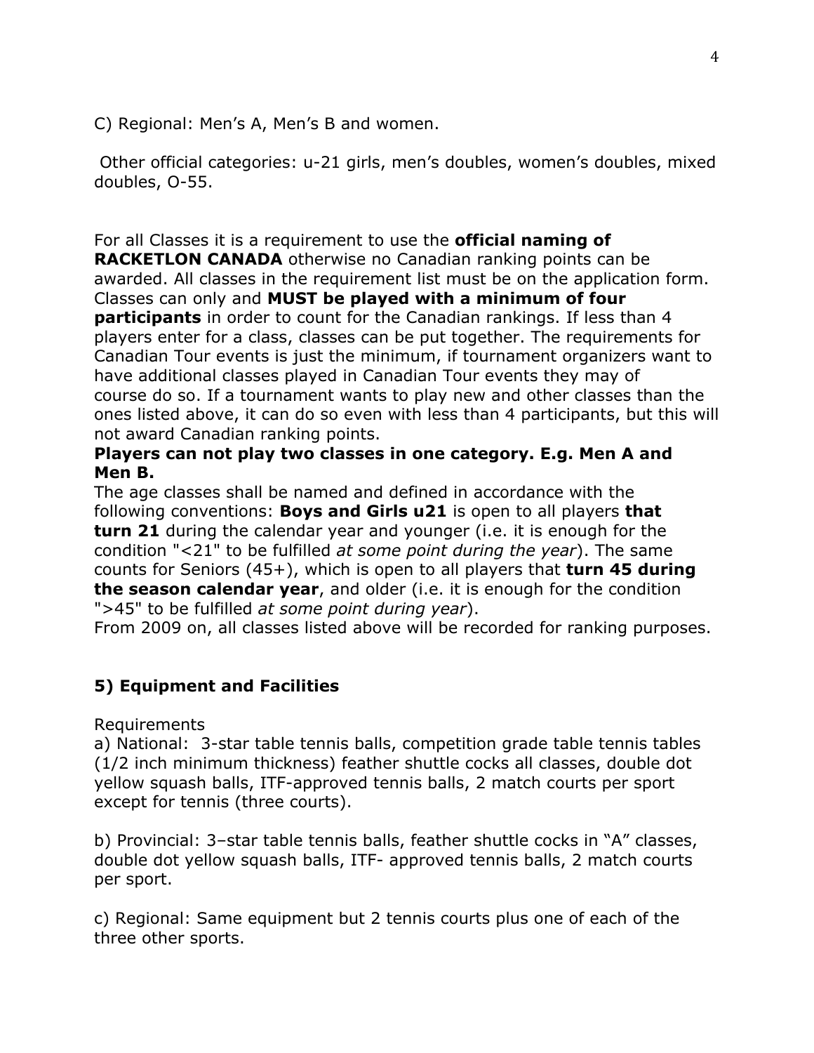C) Regional: Men's A, Men's B and women.

Other official categories: u-21 girls, men's doubles, women's doubles, mixed doubles, O-55.

For all Classes it is a requirement to use the **official naming of RACKETLON CANADA** otherwise no Canadian ranking points can be awarded. All classes in the requirement list must be on the application form. Classes can only and **MUST be played with a minimum of four participants** in order to count for the Canadian rankings. If less than 4 players enter for a class, classes can be put together. The requirements for Canadian Tour events is just the minimum, if tournament organizers want to have additional classes played in Canadian Tour events they may of course do so. If a tournament wants to play new and other classes than the ones listed above, it can do so even with less than 4 participants, but this will not award Canadian ranking points.

**Players can not play two classes in one category. E.g. Men A and Men B.**

The age classes shall be named and defined in accordance with the following conventions: **Boys and Girls u21** is open to all players **that turn 21** during the calendar year and younger (i.e. it is enough for the condition "<21" to be fulfilled *at some point during the year*). The same counts for Seniors (45+), which is open to all players that **turn 45 during the season calendar year**, and older (i.e. it is enough for the condition ">45" to be fulfilled *at some point during year*).

From 2009 on, all classes listed above will be recorded for ranking purposes.

## 5) Equipment and Facilities

Requirements

a) National: 3-star table tennis balls, competition grade table tennis tables (1/2 inch minimum thickness) feather shuttle cocks all classes, double dot yellow squash balls, ITF-approved tennis balls, 2 match courts per sport except for tennis (three courts).

b) Provincial: 3–star table tennis balls, feather shuttle cocks in "A" classes, double dot yellow squash balls, ITF- approved tennis balls, 2 match courts per sport.

c) Regional: Same equipment but 2 tennis courts plus one of each of the three other sports.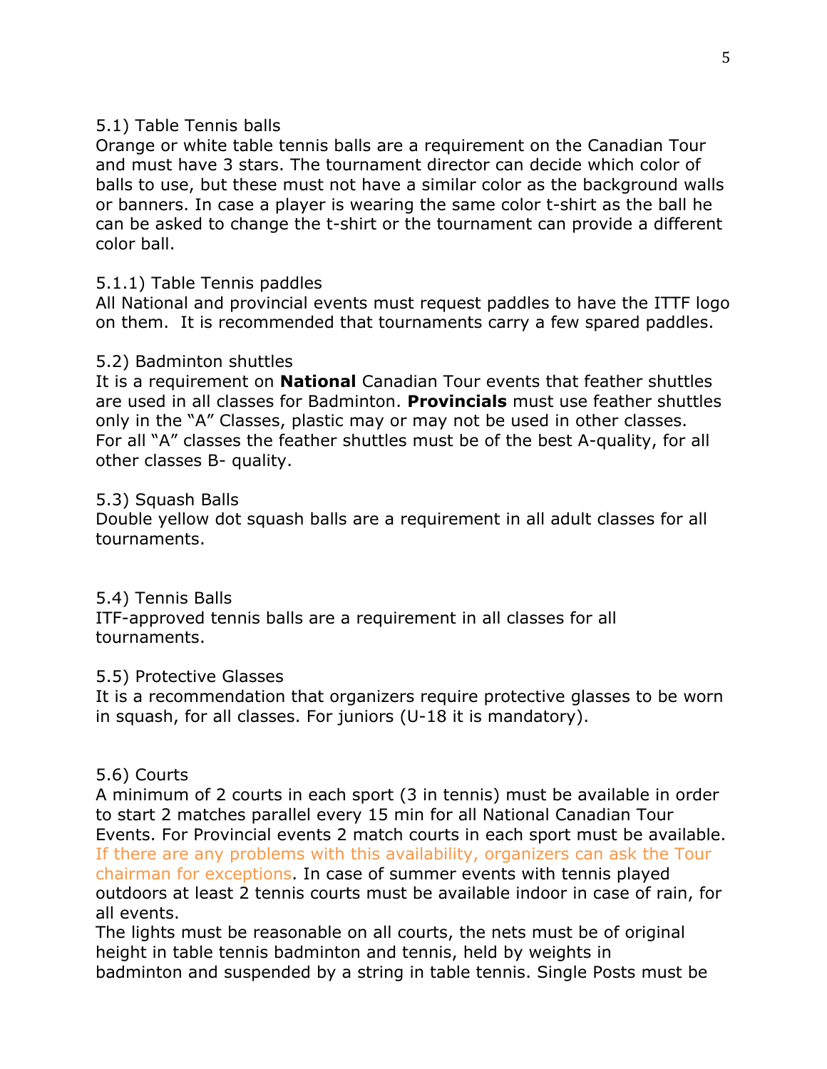5.1) Table Tennis balls
Orange or white table tennis balls are a requirement on the Canadian Tour and must have 3 stars. The tournament director can decide which color of balls to use, but these must not have a similar color as the background walls or banners. In case a player is wearing the same color t-shirt as the ball he can be asked to change the t-shirt or the tournament can provide a different color ball.

5.1.1) Table Tennis paddles
All National and provincial events must request paddles to have the ITTF logo on them. It is recommended that tournaments carry a few spared paddles.

5.2) Badminton shuttles
It is a requirement on **National** Canadian Tour events that feather shuttles are used in all classes for Badminton. **Provincials** must use feather shuttles only in the "A" Classes, plastic may or may not be used in other classes. For all "A" classes the feather shuttles must be of the best A-quality, for all other classes B- quality.

5.3) Squash Balls
Double yellow dot squash balls are a requirement in all adult classes for all tournaments.

5.4) Tennis Balls
ITF-approved tennis balls are a requirement in all classes for all tournaments.

5.5) Protective Glasses
It is a recommendation that organizers require protective glasses to be worn in squash, for all classes. For juniors (U-18 it is mandatory).

5.6) Courts
A minimum of 2 courts in each sport (3 in tennis) must be available in order to start 2 matches parallel every 15 min for all National Canadian Tour Events. For Provincial events 2 match courts in each sport must be available. If there are any problems with this availability, organizers can ask the Tour chairman for exceptions. In case of summer events with tennis played outdoors at least 2 tennis courts must be available indoor in case of rain, for all events.
The lights must be reasonable on all courts, the nets must be of original height in table tennis badminton and tennis, held by weights in badminton and suspended by a string in table tennis. Single Posts must be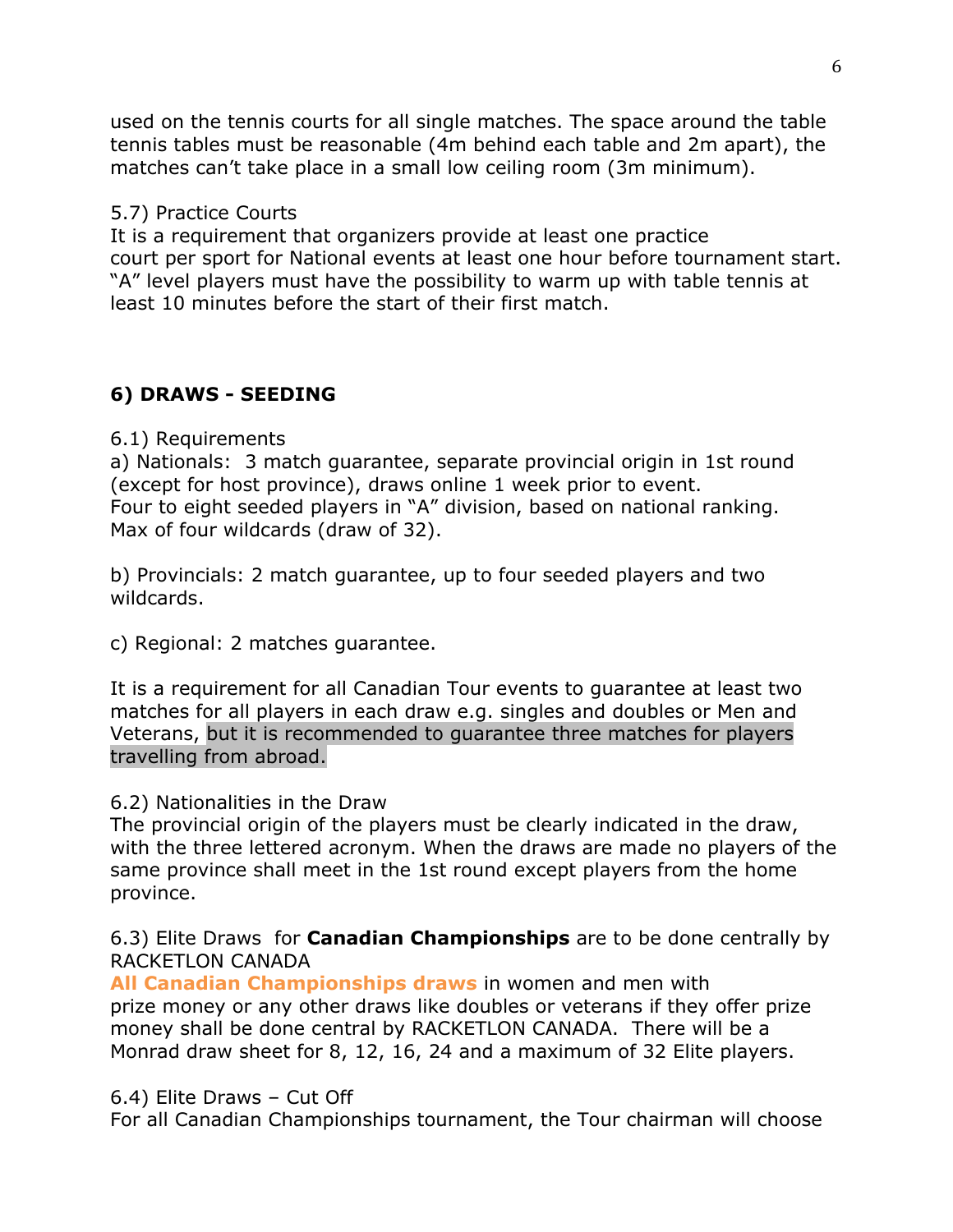used on the tennis courts for all single matches. The space around the table tennis tables must be reasonable (4m behind each table and 2m apart), the matches can't take place in a small low ceiling room (3m minimum).

5.7) Practice Courts
It is a requirement that organizers provide at least one practice court per sport for National events at least one hour before tournament start. "A" level players must have the possibility to warm up with table tennis at least 10 minutes before the start of their first match.

## 6) DRAWS - SEEDING

6.1) Requirements
a) Nationals: 3 match guarantee, separate provincial origin in 1st round (except for host province), draws online 1 week prior to event.
Four to eight seeded players in "A" division, based on national ranking.
Max of four wildcards (draw of 32).

b) Provincials: 2 match guarantee, up to four seeded players and two wildcards.

c) Regional: 2 matches guarantee.

It is a requirement for all Canadian Tour events to guarantee at least two matches for all players in each draw e.g. singles and doubles or Men and Veterans, but it is recommended to guarantee three matches for players travelling from abroad.

6.2) Nationalities in the Draw
The provincial origin of the players must be clearly indicated in the draw, with the three lettered acronym. When the draws are made no players of the same province shall meet in the 1st round except players from the home province.

6.3) Elite Draws for **Canadian Championships** are to be done centrally by RACKETLON CANADA
**All Canadian Championships draws** in women and men with prize money or any other draws like doubles or veterans if they offer prize money shall be done central by RACKETLON CANADA. There will be a Monrad draw sheet for 8, 12, 16, 24 and a maximum of 32 Elite players.

6.4) Elite Draws – Cut Off
For all Canadian Championships tournament, the Tour chairman will choose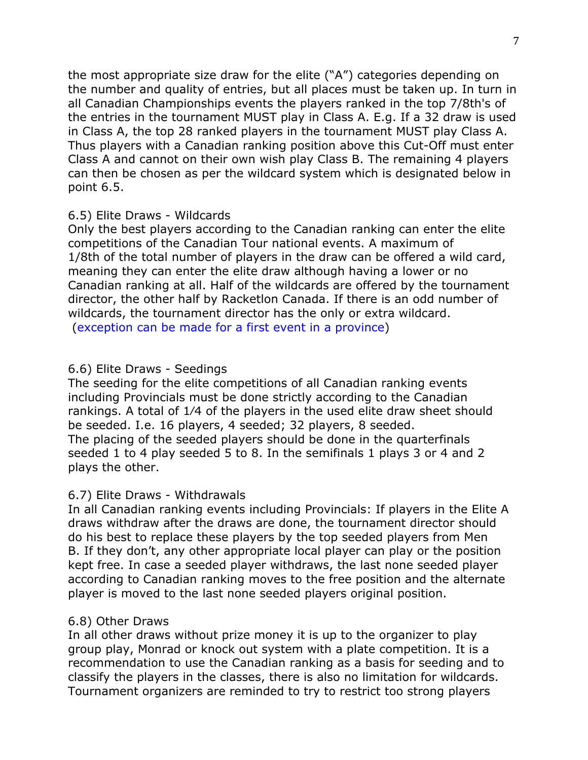the most appropriate size draw for the elite ("A") categories depending on the number and quality of entries, but all places must be taken up. In turn in all Canadian Championships events the players ranked in the top 7/8th's of the entries in the tournament MUST play in Class A. E.g. If a 32 draw is used in Class A, the top 28 ranked players in the tournament MUST play Class A. Thus players with a Canadian ranking position above this Cut-Off must enter Class A and cannot on their own wish play Class B. The remaining 4 players can then be chosen as per the wildcard system which is designated below in point 6.5.

6.5) Elite Draws - Wildcards
Only the best players according to the Canadian ranking can enter the elite competitions of the Canadian Tour national events. A maximum of 1/8th of the total number of players in the draw can be offered a wild card, meaning they can enter the elite draw although having a lower or no Canadian ranking at all. Half of the wildcards are offered by the tournament director, the other half by Racketlon Canada. If there is an odd number of wildcards, the tournament director has the only or extra wildcard.
(exception can be made for a first event in a province)

6.6) Elite Draws - Seedings
The seeding for the elite competitions of all Canadian ranking events including Provincials must be done strictly according to the Canadian rankings. A total of 1/4 of the players in the used elite draw sheet should be seeded. I.e. 16 players, 4 seeded; 32 players, 8 seeded.
The placing of the seeded players should be done in the quarterfinals seeded 1 to 4 play seeded 5 to 8. In the semifinals 1 plays 3 or 4 and 2 plays the other.

6.7) Elite Draws - Withdrawals
In all Canadian ranking events including Provincials: If players in the Elite A draws withdraw after the draws are done, the tournament director should do his best to replace these players by the top seeded players from Men B. If they don't, any other appropriate local player can play or the position kept free. In case a seeded player withdraws, the last none seeded player according to Canadian ranking moves to the free position and the alternate player is moved to the last none seeded players original position.

6.8) Other Draws
In all other draws without prize money it is up to the organizer to play group play, Monrad or knock out system with a plate competition. It is a recommendation to use the Canadian ranking as a basis for seeding and to classify the players in the classes, there is also no limitation for wildcards. Tournament organizers are reminded to try to restrict too strong players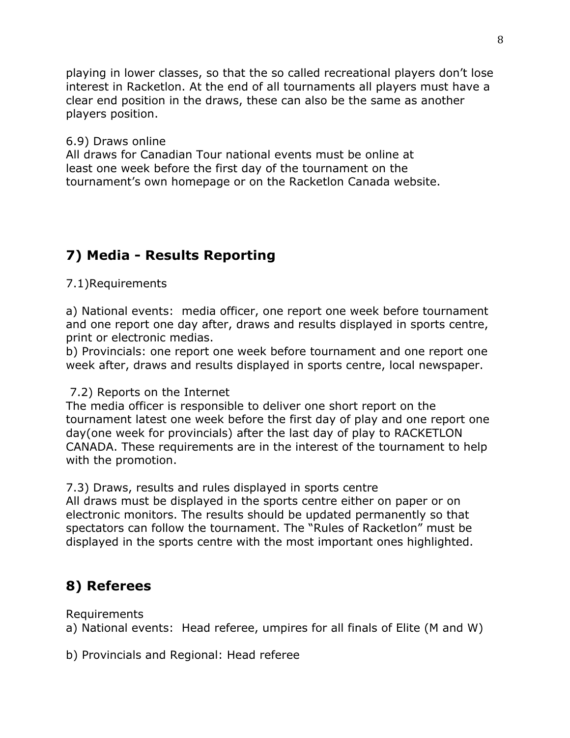playing in lower classes, so that the so called recreational players don't lose interest in Racketlon. At the end of all tournaments all players must have a clear end position in the draws, these can also be the same as another players position.

6.9) Draws online
All draws for Canadian Tour national events must be online at least one week before the first day of the tournament on the tournament's own homepage or on the Racketlon Canada website.

## 7) Media - Results Reporting

7.1)Requirements

a) National events: media officer, one report one week before tournament and one report one day after, draws and results displayed in sports centre, print or electronic medias.
b) Provincials: one report one week before tournament and one report one week after, draws and results displayed in sports centre, local newspaper.

7.2) Reports on the Internet
The media officer is responsible to deliver one short report on the tournament latest one week before the first day of play and one report one day(one week for provincials) after the last day of play to RACKETLON CANADA. These requirements are in the interest of the tournament to help with the promotion.

7.3) Draws, results and rules displayed in sports centre
All draws must be displayed in the sports centre either on paper or on electronic monitors. The results should be updated permanently so that spectators can follow the tournament. The "Rules of Racketlon" must be displayed in the sports centre with the most important ones highlighted.

## 8) Referees

Requirements
a) National events: Head referee, umpires for all finals of Elite (M and W)

b) Provincials and Regional: Head referee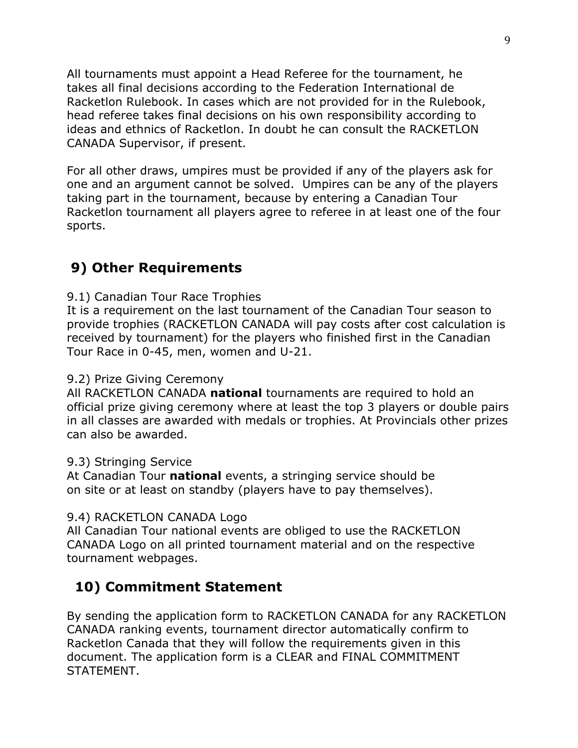All tournaments must appoint a Head Referee for the tournament, he takes all final decisions according to the Federation International de Racketlon Rulebook. In cases which are not provided for in the Rulebook, head referee takes final decisions on his own responsibility according to ideas and ethnics of Racketlon. In doubt he can consult the RACKETLON CANADA Supervisor, if present.

For all other draws, umpires must be provided if any of the players ask for one and an argument cannot be solved. Umpires can be any of the players taking part in the tournament, because by entering a Canadian Tour Racketlon tournament all players agree to referee in at least one of the four sports.

## 9) Other Requirements

9.1) Canadian Tour Race Trophies
It is a requirement on the last tournament of the Canadian Tour season to provide trophies (RACKETLON CANADA will pay costs after cost calculation is received by tournament) for the players who finished first in the Canadian Tour Race in 0-45, men, women and U-21.

9.2) Prize Giving Ceremony
All RACKETLON CANADA **national** tournaments are required to hold an official prize giving ceremony where at least the top 3 players or double pairs in all classes are awarded with medals or trophies. At Provincials other prizes can also be awarded.

9.3) Stringing Service
At Canadian Tour **national** events, a stringing service should be on site or at least on standby (players have to pay themselves).

9.4) RACKETLON CANADA Logo
All Canadian Tour national events are obliged to use the RACKETLON CANADA Logo on all printed tournament material and on the respective tournament webpages.

## 10) Commitment Statement

By sending the application form to RACKETLON CANADA for any RACKETLON CANADA ranking events, tournament director automatically confirm to Racketlon Canada that they will follow the requirements given in this document. The application form is a CLEAR and FINAL COMMITMENT STATEMENT.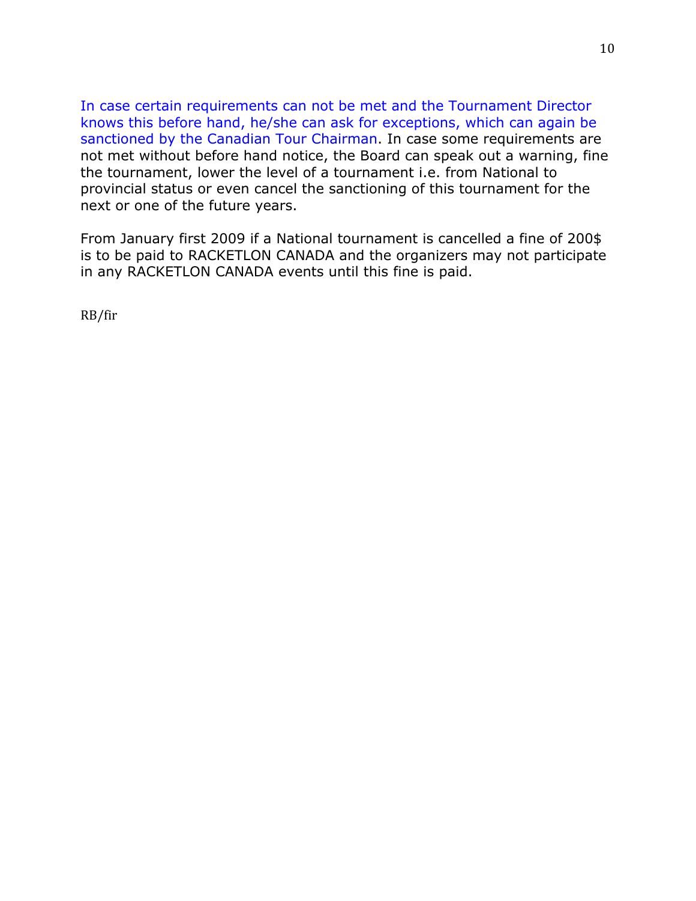In case certain requirements can not be met and the Tournament Director knows this before hand, he/she can ask for exceptions, which can again be sanctioned by the Canadian Tour Chairman. In case some requirements are not met without before hand notice, the Board can speak out a warning, fine the tournament, lower the level of a tournament i.e. from National to provincial status or even cancel the sanctioning of this tournament for the next or one of the future years.

From January first 2009 if a National tournament is cancelled a fine of 200$ is to be paid to RACKETLON CANADA and the organizers may not participate in any RACKETLON CANADA events until this fine is paid.

RB/fir